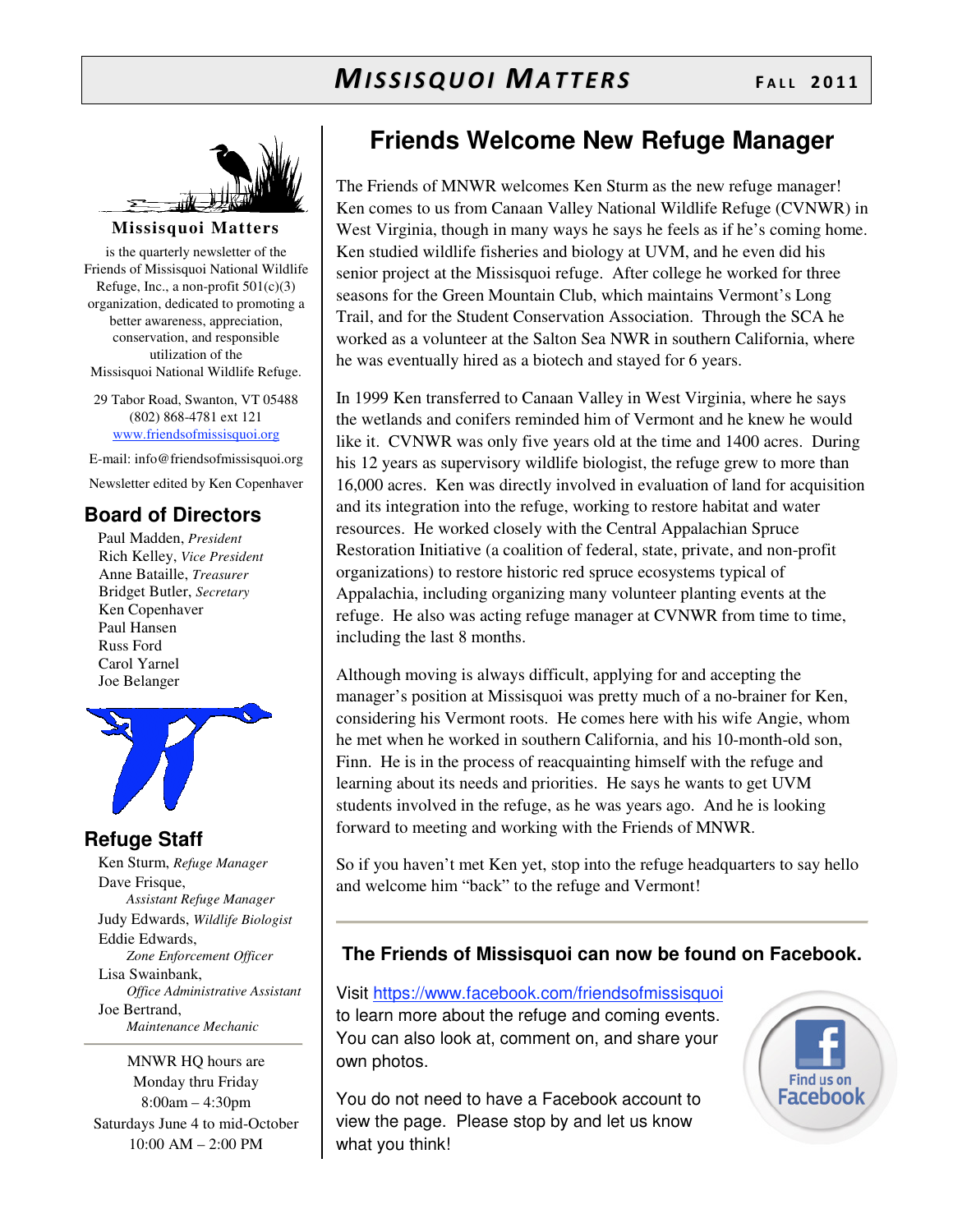# Missisquoi Matters — Fall 2011

**Missisquoi Matters** is the quarterly newsletter of the Friends of Missisquoi National Wildlife Refuge, Inc., a non-profit 501(c)(3) organization, dedicated to promoting a better awareness, appreciation, conservation, and responsible utilization of the Missisquoi National Wildlife Refuge.

29 Tabor Road, Swanton, VT 05488
(802) 868-4781 ext 121
www.friendsofmissisquoi.org

E-mail: info@friendsofmissisquoi.org

Newsletter edited by Ken Copenhaver

## Board of Directors

- Paul Madden, *President*
- Rich Kelley, *Vice President*
- Anne Bataille, *Treasurer*
- Bridget Butler, *Secretary*
- Ken Copenhaver
- Paul Hansen
- Russ Ford
- Carol Yarnel
- Joe Belanger

## Refuge Staff

- Ken Sturm, *Refuge Manager*
- Dave Frisque, *Assistant Refuge Manager*
- Judy Edwards, *Wildlife Biologist*
- Eddie Edwards, *Zone Enforcement Officer*
- Lisa Swainbank, *Office Administrative Assistant*
- Joe Bertrand, *Maintenance Mechanic*

MNWR HQ hours are
Monday thru Friday
8:00am – 4:30pm
Saturdays June 4 to mid-October
10:00 AM – 2:00 PM

## Friends Welcome New Refuge Manager

The Friends of MNWR welcomes Ken Sturm as the new refuge manager! Ken comes to us from Canaan Valley National Wildlife Refuge (CVNWR) in West Virginia, though in many ways he says he feels as if he's coming home. Ken studied wildlife fisheries and biology at UVM, and he even did his senior project at the Missisquoi refuge. After college he worked for three seasons for the Green Mountain Club, which maintains Vermont's Long Trail, and for the Student Conservation Association. Through the SCA he worked as a volunteer at the Salton Sea NWR in southern California, where he was eventually hired as a biotech and stayed for 6 years.

In 1999 Ken transferred to Canaan Valley in West Virginia, where he says the wetlands and conifers reminded him of Vermont and he knew he would like it. CVNWR was only five years old at the time and 1400 acres. During his 12 years as supervisory wildlife biologist, the refuge grew to more than 16,000 acres. Ken was directly involved in evaluation of land for acquisition and its integration into the refuge, working to restore habitat and water resources. He worked closely with the Central Appalachian Spruce Restoration Initiative (a coalition of federal, state, private, and non-profit organizations) to restore historic red spruce ecosystems typical of Appalachia, including organizing many volunteer planting events at the refuge. He also was acting refuge manager at CVNWR from time to time, including the last 8 months.

Although moving is always difficult, applying for and accepting the manager's position at Missisquoi was pretty much of a no-brainer for Ken, considering his Vermont roots. He comes here with his wife Angie, whom he met when he worked in southern California, and his 10-month-old son, Finn. He is in the process of reacquainting himself with the refuge and learning about its needs and priorities. He says he wants to get UVM students involved in the refuge, as he was years ago. And he is looking forward to meeting and working with the Friends of MNWR.

So if you haven't met Ken yet, stop into the refuge headquarters to say hello and welcome him "back" to the refuge and Vermont!

### The Friends of Missisquoi can now be found on Facebook.

Visit https://www.facebook.com/friendsofmissisquoi to learn more about the refuge and coming events. You can also look at, comment on, and share your own photos.

You do not need to have a Facebook account to view the page. Please stop by and let us know what you think!

Find us on Facebook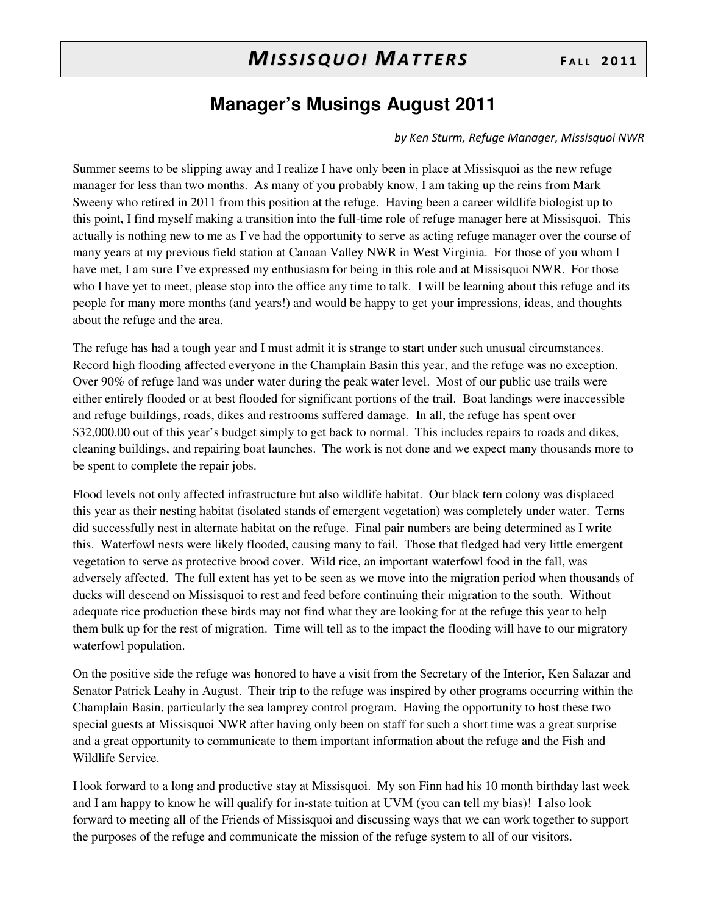## Manager's Musings August 2011

*by Ken Sturm, Refuge Manager, Missisquoi NWR*

Summer seems to be slipping away and I realize I have only been in place at Missisquoi as the new refuge manager for less than two months. As many of you probably know, I am taking up the reins from Mark Sweeny who retired in 2011 from this position at the refuge. Having been a career wildlife biologist up to this point, I find myself making a transition into the full-time role of refuge manager here at Missisquoi. This actually is nothing new to me as I've had the opportunity to serve as acting refuge manager over the course of many years at my previous field station at Canaan Valley NWR in West Virginia. For those of you whom I have met, I am sure I've expressed my enthusiasm for being in this role and at Missisquoi NWR. For those who I have yet to meet, please stop into the office any time to talk. I will be learning about this refuge and its people for many more months (and years!) and would be happy to get your impressions, ideas, and thoughts about the refuge and the area.

The refuge has had a tough year and I must admit it is strange to start under such unusual circumstances. Record high flooding affected everyone in the Champlain Basin this year, and the refuge was no exception. Over 90% of refuge land was under water during the peak water level. Most of our public use trails were either entirely flooded or at best flooded for significant portions of the trail. Boat landings were inaccessible and refuge buildings, roads, dikes and restrooms suffered damage. In all, the refuge has spent over $32,000.00 out of this year's budget simply to get back to normal. This includes repairs to roads and dikes, cleaning buildings, and repairing boat launches. The work is not done and we expect many thousands more to be spent to complete the repair jobs.

Flood levels not only affected infrastructure but also wildlife habitat. Our black tern colony was displaced this year as their nesting habitat (isolated stands of emergent vegetation) was completely under water. Terns did successfully nest in alternate habitat on the refuge. Final pair numbers are being determined as I write this. Waterfowl nests were likely flooded, causing many to fail. Those that fledged had very little emergent vegetation to serve as protective brood cover. Wild rice, an important waterfowl food in the fall, was adversely affected. The full extent has yet to be seen as we move into the migration period when thousands of ducks will descend on Missisquoi to rest and feed before continuing their migration to the south. Without adequate rice production these birds may not find what they are looking for at the refuge this year to help them bulk up for the rest of migration. Time will tell as to the impact the flooding will have to our migratory waterfowl population.

On the positive side the refuge was honored to have a visit from the Secretary of the Interior, Ken Salazar and Senator Patrick Leahy in August. Their trip to the refuge was inspired by other programs occurring within the Champlain Basin, particularly the sea lamprey control program. Having the opportunity to host these two special guests at Missisquoi NWR after having only been on staff for such a short time was a great surprise and a great opportunity to communicate to them important information about the refuge and the Fish and Wildlife Service.

I look forward to a long and productive stay at Missisquoi. My son Finn had his 10 month birthday last week and I am happy to know he will qualify for in-state tuition at UVM (you can tell my bias)! I also look forward to meeting all of the Friends of Missisquoi and discussing ways that we can work together to support the purposes of the refuge and communicate the mission of the refuge system to all of our visitors.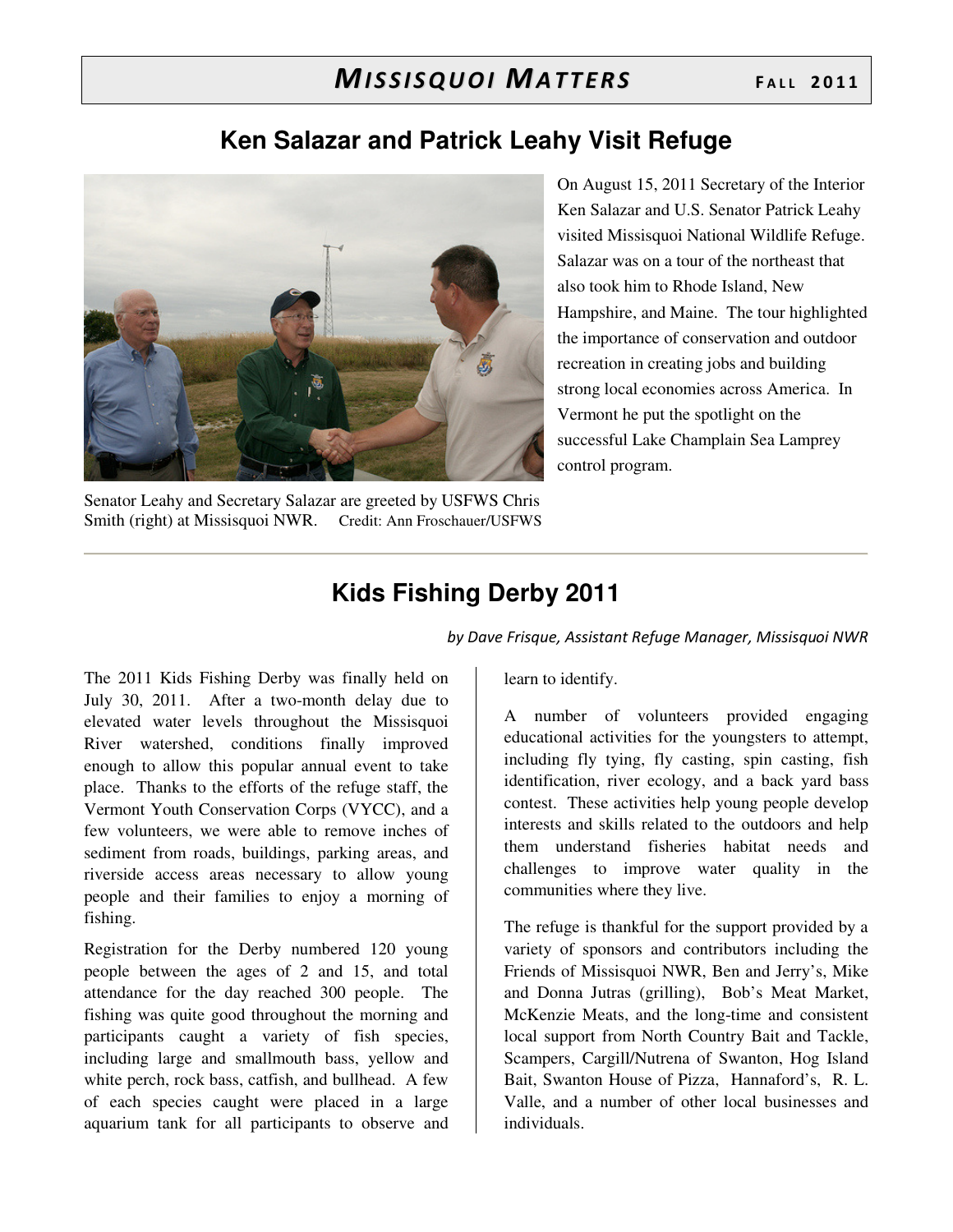## Ken Salazar and Patrick Leahy Visit Refuge

Senator Leahy and Secretary Salazar are greeted by USFWS Chris Smith (right) at Missisquoi NWR. Credit: Ann Froschauer/USFWS

On August 15, 2011 Secretary of the Interior Ken Salazar and U.S. Senator Patrick Leahy visited Missisquoi National Wildlife Refuge. Salazar was on a tour of the northeast that also took him to Rhode Island, New Hampshire, and Maine. The tour highlighted the importance of conservation and outdoor recreation in creating jobs and building strong local economies across America. In Vermont he put the spotlight on the successful Lake Champlain Sea Lamprey control program.

---

## Kids Fishing Derby 2011

*by Dave Frisque, Assistant Refuge Manager, Missisquoi NWR*

The 2011 Kids Fishing Derby was finally held on July 30, 2011. After a two-month delay due to elevated water levels throughout the Missisquoi River watershed, conditions finally improved enough to allow this popular annual event to take place. Thanks to the efforts of the refuge staff, the Vermont Youth Conservation Corps (VYCC), and a few volunteers, we were able to remove inches of sediment from roads, buildings, parking areas, and riverside access areas necessary to allow young people and their families to enjoy a morning of fishing.

Registration for the Derby numbered 120 young people between the ages of 2 and 15, and total attendance for the day reached 300 people. The fishing was quite good throughout the morning and participants caught a variety of fish species, including large and smallmouth bass, yellow and white perch, rock bass, catfish, and bullhead. A few of each species caught were placed in a large aquarium tank for all participants to observe and learn to identify.

A number of volunteers provided engaging educational activities for the youngsters to attempt, including fly tying, fly casting, spin casting, fish identification, river ecology, and a back yard bass contest. These activities help young people develop interests and skills related to the outdoors and help them understand fisheries habitat needs and challenges to improve water quality in the communities where they live.

The refuge is thankful for the support provided by a variety of sponsors and contributors including the Friends of Missisquoi NWR, Ben and Jerry's, Mike and Donna Jutras (grilling), Bob's Meat Market, McKenzie Meats, and the long-time and consistent local support from North Country Bait and Tackle, Scampers, Cargill/Nutrena of Swanton, Hog Island Bait, Swanton House of Pizza, Hannaford's, R. L. Valle, and a number of other local businesses and individuals.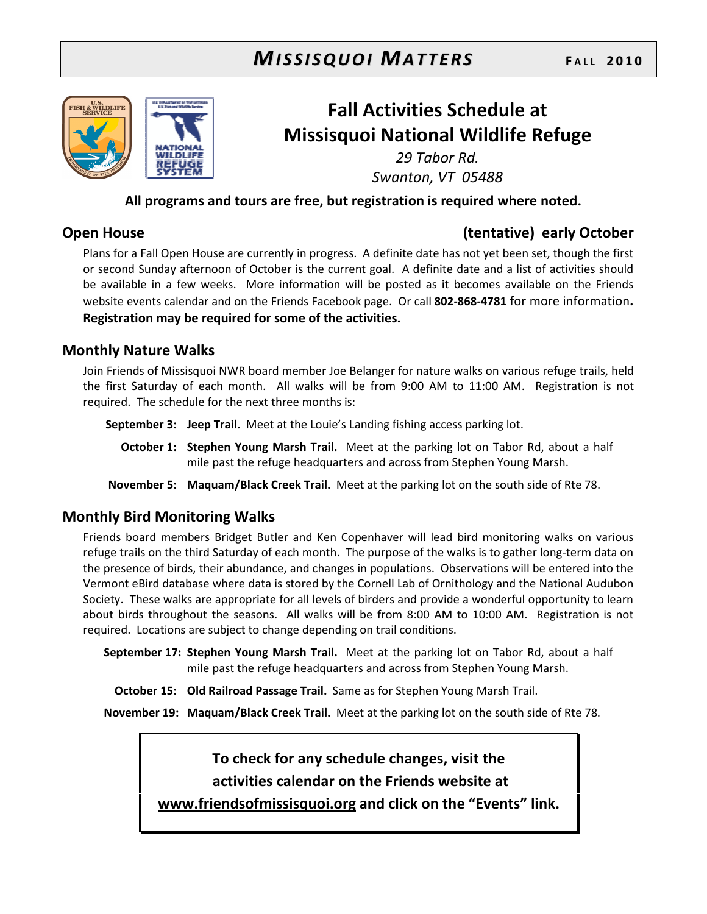# Fall Activities Schedule at Missisquoi National Wildlife Refuge

*29 Tabor Rd.*
*Swanton, VT 05488*

**All programs and tours are free, but registration is required where noted.**

## Open House (tentative) early October

Plans for a Fall Open House are currently in progress. A definite date has not yet been set, though the first or second Sunday afternoon of October is the current goal. A definite date and a list of activities should be available in a few weeks. More information will be posted as it becomes available on the Friends website events calendar and on the Friends Facebook page. Or call **802-868-4781** for more information**.** **Registration may be required for some of the activities.**

## Monthly Nature Walks

Join Friends of Missisquoi NWR board member Joe Belanger for nature walks on various refuge trails, held the first Saturday of each month. All walks will be from 9:00 AM to 11:00 AM. Registration is not required. The schedule for the next three months is:

**September 3:** **Jeep Trail.** Meet at the Louie's Landing fishing access parking lot.

**October 1:** **Stephen Young Marsh Trail.** Meet at the parking lot on Tabor Rd, about a half mile past the refuge headquarters and across from Stephen Young Marsh.

**November 5:** **Maquam/Black Creek Trail.** Meet at the parking lot on the south side of Rte 78.

## Monthly Bird Monitoring Walks

Friends board members Bridget Butler and Ken Copenhaver will lead bird monitoring walks on various refuge trails on the third Saturday of each month. The purpose of the walks is to gather long-term data on the presence of birds, their abundance, and changes in populations. Observations will be entered into the Vermont eBird database where data is stored by the Cornell Lab of Ornithology and the National Audubon Society. These walks are appropriate for all levels of birders and provide a wonderful opportunity to learn about birds throughout the seasons. All walks will be from 8:00 AM to 10:00 AM. Registration is not required. Locations are subject to change depending on trail conditions.

**September 17:** **Stephen Young Marsh Trail.** Meet at the parking lot on Tabor Rd, about a half mile past the refuge headquarters and across from Stephen Young Marsh.

**October 15:** **Old Railroad Passage Trail.** Same as for Stephen Young Marsh Trail.

**November 19:** **Maquam/Black Creek Trail.** Meet at the parking lot on the south side of Rte 78.

**To check for any schedule changes, visit the activities calendar on the Friends website at www.friendsofmissisquoi.org and click on the "Events" link.**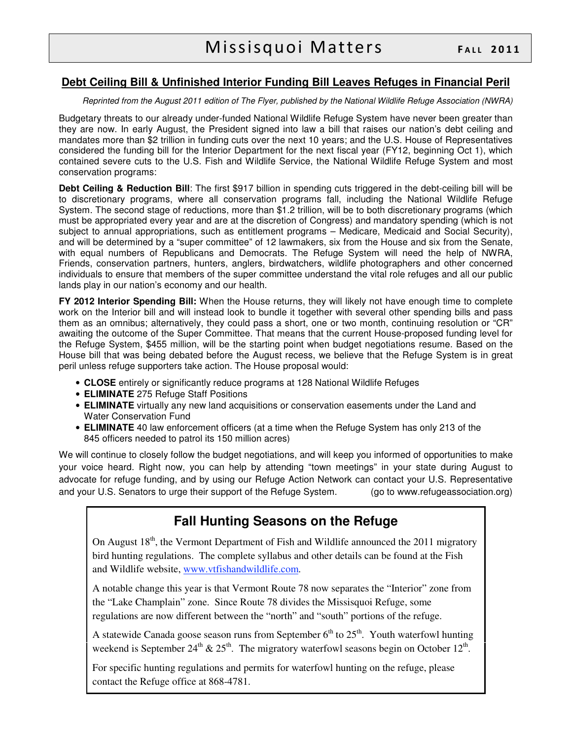## Debt Ceiling Bill & Unfinished Interior Funding Bill Leaves Refuges in Financial Peril

*Reprinted from the August 2011 edition of The Flyer, published by the National Wildlife Refuge Association (NWRA)*

Budgetary threats to our already under-funded National Wildlife Refuge System have never been greater than they are now. In early August, the President signed into law a bill that raises our nation's debt ceiling and mandates more than $2 trillion in funding cuts over the next 10 years; and the U.S. House of Representatives considered the funding bill for the Interior Department for the next fiscal year (FY12, beginning Oct 1), which contained severe cuts to the U.S. Fish and Wildlife Service, the National Wildlife Refuge System and most conservation programs:

**Debt Ceiling & Reduction Bill**: The first $917 billion in spending cuts triggered in the debt-ceiling bill will be to discretionary programs, where all conservation programs fall, including the National Wildlife Refuge System. The second stage of reductions, more than $1.2 trillion, will be to both discretionary programs (which must be appropriated every year and are at the discretion of Congress) and mandatory spending (which is not subject to annual appropriations, such as entitlement programs – Medicare, Medicaid and Social Security), and will be determined by a "super committee" of 12 lawmakers, six from the House and six from the Senate, with equal numbers of Republicans and Democrats. The Refuge System will need the help of NWRA, Friends, conservation partners, hunters, anglers, birdwatchers, wildlife photographers and other concerned individuals to ensure that members of the super committee understand the vital role refuges and all our public lands play in our nation's economy and our health.

**FY 2012 Interior Spending Bill:** When the House returns, they will likely not have enough time to complete work on the Interior bill and will instead look to bundle it together with several other spending bills and pass them as an omnibus; alternatively, they could pass a short, one or two month, continuing resolution or "CR" awaiting the outcome of the Super Committee. That means that the current House-proposed funding level for the Refuge System, $455 million, will be the starting point when budget negotiations resume. Based on the House bill that was being debated before the August recess, we believe that the Refuge System is in great peril unless refuge supporters take action. The House proposal would:

- **CLOSE** entirely or significantly reduce programs at 128 National Wildlife Refuges
- **ELIMINATE** 275 Refuge Staff Positions
- **ELIMINATE** virtually any new land acquisitions or conservation easements under the Land and Water Conservation Fund
- **ELIMINATE** 40 law enforcement officers (at a time when the Refuge System has only 213 of the 845 officers needed to patrol its 150 million acres)

We will continue to closely follow the budget negotiations, and will keep you informed of opportunities to make your voice heard. Right now, you can help by attending "town meetings" in your state during August to advocate for refuge funding, and by using our Refuge Action Network can contact your U.S. Representative and your U.S. Senators to urge their support of the Refuge System. (go to www.refugeassociation.org)

## Fall Hunting Seasons on the Refuge

On August 18th, the Vermont Department of Fish and Wildlife announced the 2011 migratory bird hunting regulations. The complete syllabus and other details can be found at the Fish and Wildlife website, www.vtfishandwildlife.com.

A notable change this year is that Vermont Route 78 now separates the "Interior" zone from the "Lake Champlain" zone. Since Route 78 divides the Missisquoi Refuge, some regulations are now different between the "north" and "south" portions of the refuge.

A statewide Canada goose season runs from September 6th to 25th. Youth waterfowl hunting weekend is September 24th & 25th. The migratory waterfowl seasons begin on October 12th.

For specific hunting regulations and permits for waterfowl hunting on the refuge, please contact the Refuge office at 868-4781.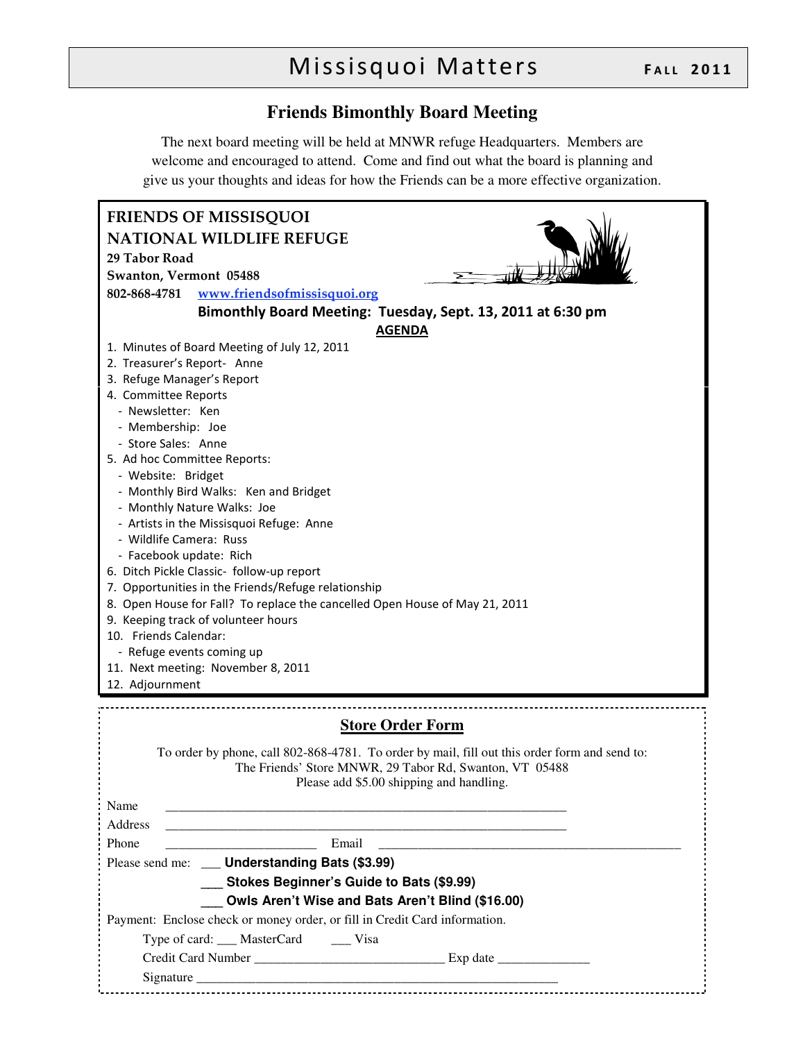## Friends Bimonthly Board Meeting

The next board meeting will be held at MNWR refuge Headquarters. Members are welcome and encouraged to attend. Come and find out what the board is planning and give us your thoughts and ideas for how the Friends can be a more effective organization.

**FRIENDS OF MISSISQUOI NATIONAL WILDLIFE REFUGE**
**29 Tabor Road**
**Swanton, Vermont 05488**
**802-868-4781** [www.friendsofmissisquoi.org](http://www.friendsofmissisquoi.org)

**Bimonthly Board Meeting: Tuesday, Sept. 13, 2011 at 6:30 pm**

**AGENDA**

1. Minutes of Board Meeting of July 12, 2011
2. Treasurer's Report- Anne
3. Refuge Manager's Report
4. Committee Reports
   - Newsletter: Ken
   - Membership: Joe
   - Store Sales: Anne
5. Ad hoc Committee Reports:
   - Website: Bridget
   - Monthly Bird Walks: Ken and Bridget
   - Monthly Nature Walks: Joe
   - Artists in the Missisquoi Refuge: Anne
   - Wildlife Camera: Russ
   - Facebook update: Rich
6. Ditch Pickle Classic- follow-up report
7. Opportunities in the Friends/Refuge relationship
8. Open House for Fall? To replace the cancelled Open House of May 21, 2011
9. Keeping track of volunteer hours
10. Friends Calendar:
    - Refuge events coming up
11. Next meeting: November 8, 2011
12. Adjournment

## Store Order Form

To order by phone, call 802-868-4781. To order by mail, fill out this order form and send to:
The Friends' Store MNWR, 29 Tabor Rd, Swanton, VT 05488
Please add $5.00 shipping and handling.

Name ______________________________________________________________

Address ______________________________________________________________

Phone ______________________ Email ______________________________________________

Please send me: ___ **Understanding Bats ($3.99)**

___ **Stokes Beginner's Guide to Bats ($9.99)**

___ **Owls Aren't Wise and Bats Aren't Blind ($16.00)**

Payment: Enclose check or money order, or fill in Credit Card information.

Type of card: ___ MasterCard ___ Visa

Credit Card Number ____________________________ Exp date ______________

Signature ________________________________________________________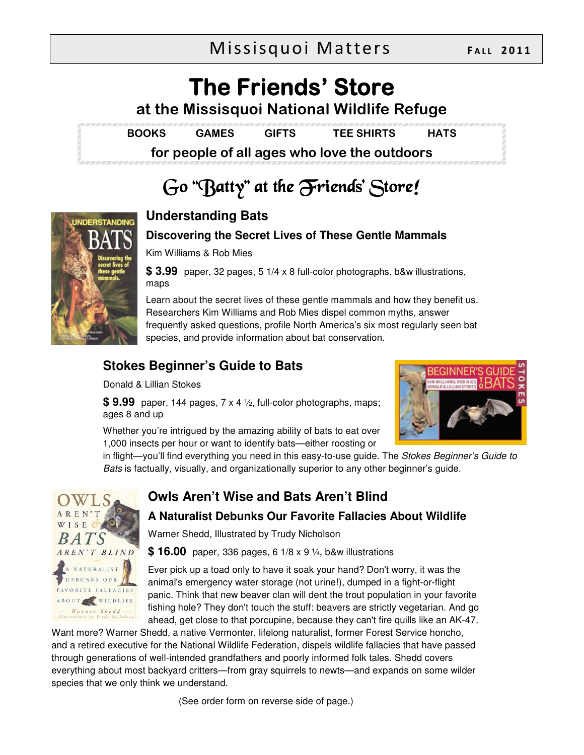# The Friends' Store

## at the Missisquoi National Wildlife Refuge

**BOOKS GAMES GIFTS TEE SHIRTS HATS**

**for people of all ages who love the outdoors**

## Go "Batty" at the Friends' Store!

### Understanding Bats

#### Discovering the Secret Lives of These Gentle Mammals

Kim Williams & Rob Mies

**$ 3.99** paper, 32 pages, 5 1/4 x 8 full-color photographs, b&w illustrations, maps

Learn about the secret lives of these gentle mammals and how they benefit us. Researchers Kim Williams and Rob Mies dispel common myths, answer frequently asked questions, profile North America's six most regularly seen bat species, and provide information about bat conservation.

### Stokes Beginner's Guide to Bats

Donald & Lillian Stokes

**$ 9.99** paper, 144 pages, 7 x 4 ½, full-color photographs, maps; ages 8 and up

Whether you're intrigued by the amazing ability of bats to eat over 1,000 insects per hour or want to identify bats—either roosting or in flight—you'll find everything you need in this easy-to-use guide. The *Stokes Beginner's Guide to Bats* is factually, visually, and organizationally superior to any other beginner's guide.

### Owls Aren't Wise and Bats Aren't Blind

#### A Naturalist Debunks Our Favorite Fallacies About Wildlife

Warner Shedd, Illustrated by Trudy Nicholson

**$ 16.00** paper, 336 pages, 6 1/8 x 9 ¼, b&w illustrations

Ever pick up a toad only to have it soak your hand? Don't worry, it was the animal's emergency water storage (not urine!), dumped in a fight-or-flight panic. Think that new beaver clan will dent the trout population in your favorite fishing hole? They don't touch the stuff: beavers are strictly vegetarian. And go ahead, get close to that porcupine, because they can't fire quills like an AK-47. Want more? Warner Shedd, a native Vermonter, lifelong naturalist, former Forest Service honcho, and a retired executive for the National Wildlife Federation, dispels wildlife fallacies that have passed through generations of well-intended grandfathers and poorly informed folk tales. Shedd covers everything about most backyard critters—from gray squirrels to newts—and expands on some wilder species that we only think we understand.

(See order form on reverse side of page.)